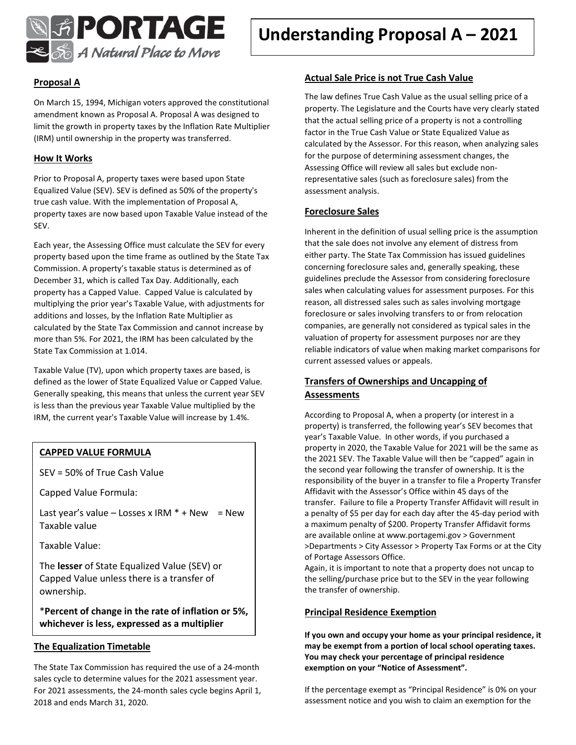# Understanding Proposal A – 2021

## Proposal A

On March 15, 1994, Michigan voters approved the constitutional amendment known as Proposal A. Proposal A was designed to limit the growth in property taxes by the Inflation Rate Multiplier (IRM) until ownership in the property was transferred.

## How It Works

Prior to Proposal A, property taxes were based upon State Equalized Value (SEV). SEV is defined as 50% of the property's true cash value. With the implementation of Proposal A, property taxes are now based upon Taxable Value instead of the SEV.

Each year, the Assessing Office must calculate the SEV for every property based upon the time frame as outlined by the State Tax Commission. A property's taxable status is determined as of December 31, which is called Tax Day. Additionally, each property has a Capped Value. Capped Value is calculated by multiplying the prior year's Taxable Value, with adjustments for additions and losses, by the Inflation Rate Multiplier as calculated by the State Tax Commission and cannot increase by more than 5%. For 2021, the IRM has been calculated by the State Tax Commission at 1.014.

Taxable Value (TV), upon which property taxes are based, is defined as the lower of State Equalized Value or Capped Value. Generally speaking, this means that unless the current year SEV is less than the previous year Taxable Value multiplied by the IRM, the current year's Taxable Value will increase by 1.4%.

## CAPPED VALUE FORMULA

SEV = 50% of True Cash Value

Capped Value Formula:

Last year's value – Losses x IRM * + New = New Taxable value

Taxable Value:

The **lesser** of State Equalized Value (SEV) or Capped Value unless there is a transfer of ownership.

***Percent of change in the rate of inflation or 5%, whichever is less, expressed as a multiplier**

## The Equalization Timetable

The State Tax Commission has required the use of a 24-month sales cycle to determine values for the 2021 assessment year. For 2021 assessments, the 24-month sales cycle begins April 1, 2018 and ends March 31, 2020.

## Actual Sale Price is not True Cash Value

The law defines True Cash Value as the usual selling price of a property. The Legislature and the Courts have very clearly stated that the actual selling price of a property is not a controlling factor in the True Cash Value or State Equalized Value as calculated by the Assessor. For this reason, when analyzing sales for the purpose of determining assessment changes, the Assessing Office will review all sales but exclude non-representative sales (such as foreclosure sales) from the assessment analysis.

## Foreclosure Sales

Inherent in the definition of usual selling price is the assumption that the sale does not involve any element of distress from either party. The State Tax Commission has issued guidelines concerning foreclosure sales and, generally speaking, these guidelines preclude the Assessor from considering foreclosure sales when calculating values for assessment purposes. For this reason, all distressed sales such as sales involving mortgage foreclosure or sales involving transfers to or from relocation companies, are generally not considered as typical sales in the valuation of property for assessment purposes nor are they reliable indicators of value when making market comparisons for current assessed values or appeals.

## Transfers of Ownerships and Uncapping of Assessments

According to Proposal A, when a property (or interest in a property) is transferred, the following year's SEV becomes that year's Taxable Value. In other words, if you purchased a property in 2020, the Taxable Value for 2021 will be the same as the 2021 SEV. The Taxable Value will then be "capped" again in the second year following the transfer of ownership. It is the responsibility of the buyer in a transfer to file a Property Transfer Affidavit with the Assessor's Office within 45 days of the transfer. Failure to file a Property Transfer Affidavit will result in a penalty of $5 per day for each day after the 45-day period with a maximum penalty of $200. Property Transfer Affidavit forms are available online at www.portagemi.gov > Government >Departments > City Assessor > Property Tax Forms or at the City of Portage Assessors Office.

Again, it is important to note that a property does not uncap to the selling/purchase price but to the SEV in the year following the transfer of ownership.

## Principal Residence Exemption

**If you own and occupy your home as your principal residence, it may be exempt from a portion of local school operating taxes. You may check your percentage of principal residence exemption on your "Notice of Assessment".**

If the percentage exempt as "Principal Residence" is 0% on your assessment notice and you wish to claim an exemption for the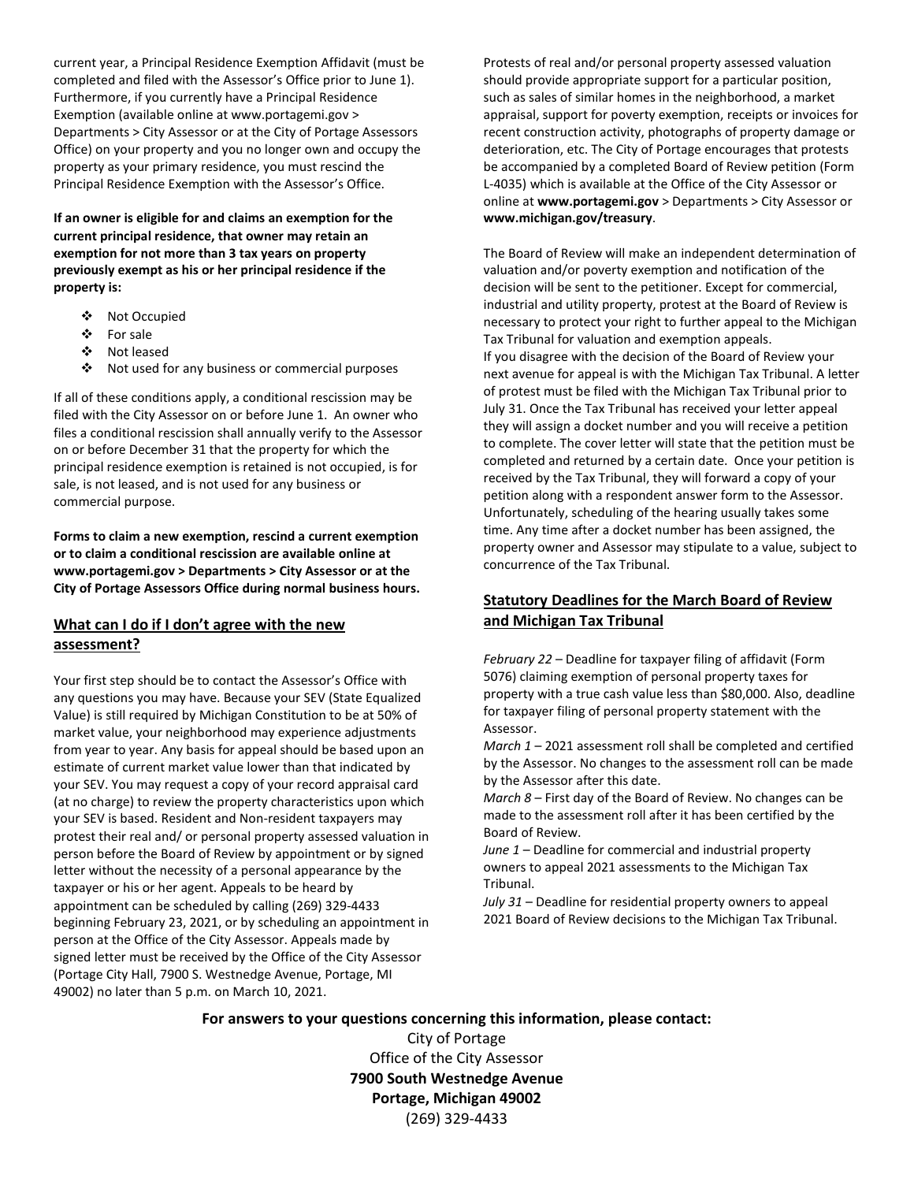current year, a Principal Residence Exemption Affidavit (must be completed and filed with the Assessor's Office prior to June 1). Furthermore, if you currently have a Principal Residence Exemption (available online at www.portagemi.gov > Departments > City Assessor or at the City of Portage Assessors Office) on your property and you no longer own and occupy the property as your primary residence, you must rescind the Principal Residence Exemption with the Assessor's Office.

**If an owner is eligible for and claims an exemption for the current principal residence, that owner may retain an exemption for not more than 3 tax years on property previously exempt as his or her principal residence if the property is:**

- Not Occupied
- For sale
- Not leased
- Not used for any business or commercial purposes

If all of these conditions apply, a conditional rescission may be filed with the City Assessor on or before June 1. An owner who files a conditional rescission shall annually verify to the Assessor on or before December 31 that the property for which the principal residence exemption is retained is not occupied, is for sale, is not leased, and is not used for any business or commercial purpose.

**Forms to claim a new exemption, rescind a current exemption or to claim a conditional rescission are available online at www.portagemi.gov > Departments > City Assessor or at the City of Portage Assessors Office during normal business hours.**

## What can I do if I don't agree with the new assessment?

Your first step should be to contact the Assessor's Office with any questions you may have. Because your SEV (State Equalized Value) is still required by Michigan Constitution to be at 50% of market value, your neighborhood may experience adjustments from year to year. Any basis for appeal should be based upon an estimate of current market value lower than that indicated by your SEV. You may request a copy of your record appraisal card (at no charge) to review the property characteristics upon which your SEV is based. Resident and Non-resident taxpayers may protest their real and/ or personal property assessed valuation in person before the Board of Review by appointment or by signed letter without the necessity of a personal appearance by the taxpayer or his or her agent. Appeals to be heard by appointment can be scheduled by calling (269) 329-4433 beginning February 23, 2021, or by scheduling an appointment in person at the Office of the City Assessor. Appeals made by signed letter must be received by the Office of the City Assessor (Portage City Hall, 7900 S. Westnedge Avenue, Portage, MI 49002) no later than 5 p.m. on March 10, 2021.

Protests of real and/or personal property assessed valuation should provide appropriate support for a particular position, such as sales of similar homes in the neighborhood, a market appraisal, support for poverty exemption, receipts or invoices for recent construction activity, photographs of property damage or deterioration, etc. The City of Portage encourages that protests be accompanied by a completed Board of Review petition (Form L-4035) which is available at the Office of the City Assessor or online at **www.portagemi.gov** > Departments > City Assessor or **www.michigan.gov/treasury**.

The Board of Review will make an independent determination of valuation and/or poverty exemption and notification of the decision will be sent to the petitioner. Except for commercial, industrial and utility property, protest at the Board of Review is necessary to protect your right to further appeal to the Michigan Tax Tribunal for valuation and exemption appeals.
If you disagree with the decision of the Board of Review your next avenue for appeal is with the Michigan Tax Tribunal. A letter of protest must be filed with the Michigan Tax Tribunal prior to July 31. Once the Tax Tribunal has received your letter appeal they will assign a docket number and you will receive a petition to complete. The cover letter will state that the petition must be completed and returned by a certain date. Once your petition is received by the Tax Tribunal, they will forward a copy of your petition along with a respondent answer form to the Assessor. Unfortunately, scheduling of the hearing usually takes some time. Any time after a docket number has been assigned, the property owner and Assessor may stipulate to a value, subject to concurrence of the Tax Tribunal.

## Statutory Deadlines for the March Board of Review and Michigan Tax Tribunal

*February 22* – Deadline for taxpayer filing of affidavit (Form 5076) claiming exemption of personal property taxes for property with a true cash value less than $80,000. Also, deadline for taxpayer filing of personal property statement with the Assessor.
*March 1* – 2021 assessment roll shall be completed and certified by the Assessor. No changes to the assessment roll can be made by the Assessor after this date.
*March 8* – First day of the Board of Review. No changes can be made to the assessment roll after it has been certified by the Board of Review.
*June 1* – Deadline for commercial and industrial property owners to appeal 2021 assessments to the Michigan Tax Tribunal.
*July 31* – Deadline for residential property owners to appeal 2021 Board of Review decisions to the Michigan Tax Tribunal.

**For answers to your questions concerning this information, please contact:**

City of Portage
Office of the City Assessor
**7900 South Westnedge Avenue**
**Portage, Michigan 49002**
(269) 329-4433